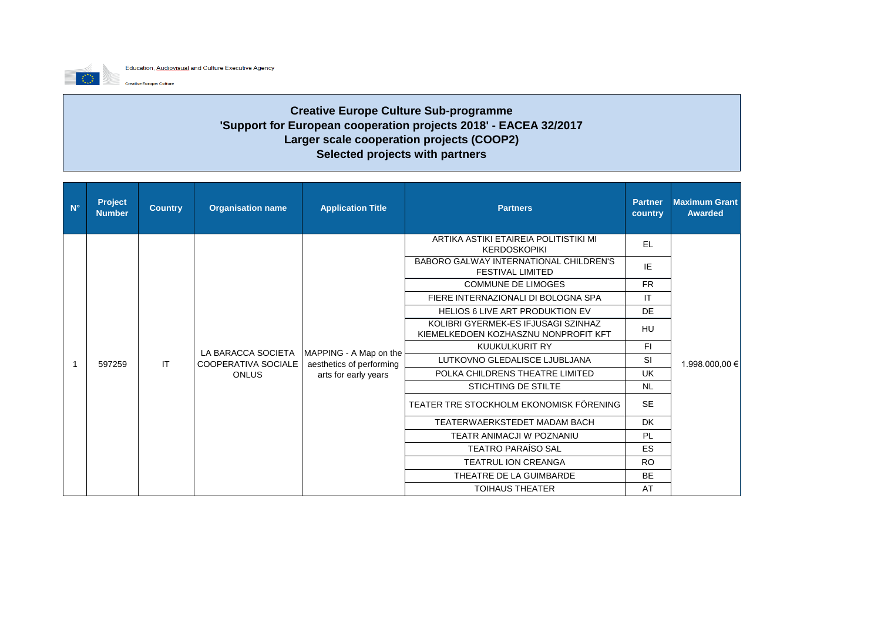Education, Audiovisual and Culture Executive Agency

Creative Europe: Culture

# Creative Europe Culture Sub-programme
## 'Support for European cooperation projects 2018' - EACEA 32/2017
## Larger scale cooperation projects (COOP2)
## Selected projects with partners

| N° | Project Number | Country | Organisation name | Application Title | Partners | Partner country | Maximum Grant Awarded |
|---|---|---|---|---|---|---|---|
| 1 | 597259 | IT | LA BARACCA SOCIETA COOPERATIVA SOCIALE ONLUS | MAPPING - A Map on the aesthetics of performing arts for early years | ARTIKA ASTIKI ETAIREIA POLITISTIKI MI KERDOSKOPIKI | EL | 1.998.000,00 € |
| | | | | | BABORO GALWAY INTERNATIONAL CHILDREN'S FESTIVAL LIMITED | IE | |
| | | | | | COMMUNE DE LIMOGES | FR | |
| | | | | | FIERE INTERNAZIONALI DI BOLOGNA SPA | IT | |
| | | | | | HELIOS 6 LIVE ART PRODUKTION EV | DE | |
| | | | | | KOLIBRI GYERMEK-ES IFJUSAGI SZINHAZ KIEMELKEDOEN KOZHASZNU NONPROFIT KFT | HU | |
| | | | | | KUUKULKURIT RY | FI | |
| | | | | | LUTKOVNO GLEDALISCE LJUBLJANA | SI | |
| | | | | | POLKA CHILDRENS THEATRE LIMITED | UK | |
| | | | | | STICHTING DE STILTE | NL | |
| | | | | | TEATER TRE STOCKHOLM EKONOMISK FÖRENING | SE | |
| | | | | | TEATERWAERKSTEDET MADAM BACH | DK | |
| | | | | | TEATR ANIMACJI W POZNANIU | PL | |
| | | | | | TEATRO PARAÍSO SAL | ES | |
| | | | | | TEATRUL ION CREANGA | RO | |
| | | | | | THEATRE DE LA GUIMBARDE | BE | |
| | | | | | TOIHAUS THEATER | AT | |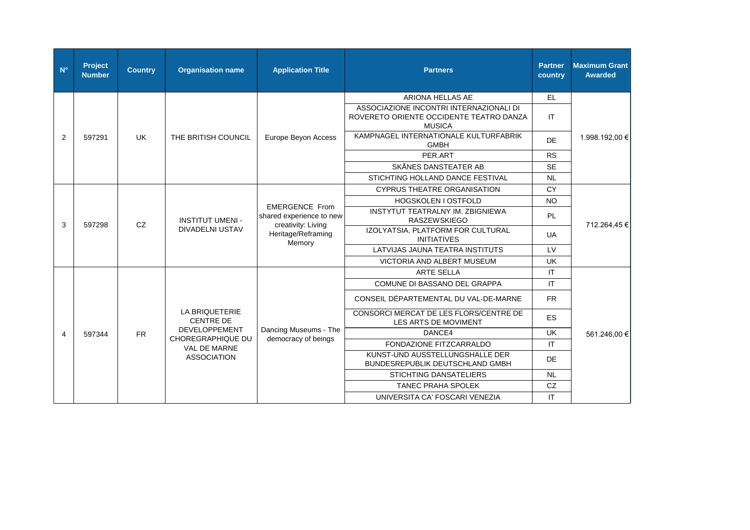| N° | Project Number | Country | Organisation name | Application Title | Partners | Partner country | Maximum Grant Awarded |
|---|---|---|---|---|---|---|---|
| 2 | 597291 | UK | THE BRITISH COUNCIL | Europe Beyon Access | ARIONA HELLAS AE | EL | 1.998.192,00 € |
| | | | | | ASSOCIAZIONE INCONTRI INTERNAZIONALI DI ROVERETO ORIENTE OCCIDENTE TEATRO DANZA MUSICA | IT | |
| | | | | | KAMPNAGEL INTERNATIONALE KULTURFABRIK GMBH | DE | |
| | | | | | PER.ART | RS | |
| | | | | | SKÅNES DANSTEATER AB | SE | |
| | | | | | STICHTING HOLLAND DANCE FESTIVAL | NL | |
| 3 | 597298 | CZ | INSTITUT UMENI - DIVADELNI USTAV | EMERGENCE From shared experience to new creativity: Living Heritage/Reframing Memory | CYPRUS THEATRE ORGANISATION | CY | 712.264,45 € |
| | | | | | HOGSKOLEN I OSTFOLD | NO | |
| | | | | | INSTYTUT TEATRALNY IM. ZBIGNIEWA RASZEWSKIEGO | PL | |
| | | | | | IZOLYATSIA. PLATFORM FOR CULTURAL INITIATIVES | UA | |
| | | | | | LATVIJAS JAUNA TEATRA INSTITUTS | LV | |
| | | | | | VICTORIA AND ALBERT MUSEUM | UK | |
| 4 | 597344 | FR | LA BRIQUETERIE CENTRE DE DEVELOPPEMENT CHOREGRAPHIQUE DU VAL DE MARNE ASSOCIATION | Dancing Museums - The democracy of beings | ARTE SELLA | IT | 561.246,00 € |
| | | | | | COMUNE DI BASSANO DEL GRAPPA | IT | |
| | | | | | CONSEIL DÉPARTEMENTAL DU VAL-DE-MARNE | FR | |
| | | | | | CONSORCI MERCAT DE LES FLORS/CENTRE DE LES ARTS DE MOVIMENT | ES | |
| | | | | | DANCE4 | UK | |
| | | | | | FONDAZIONE FITZCARRALDO | IT | |
| | | | | | KUNST-UND AUSSTELLUNGSHALLE DER BUNDESREPUBLIK DEUTSCHLAND GMBH | DE | |
| | | | | | STICHTING DANSATELIERS | NL | |
| | | | | | TANEC PRAHA SPOLEK | CZ | |
| | | | | | UNIVERSITA CA' FOSCARI VENEZIA | IT | |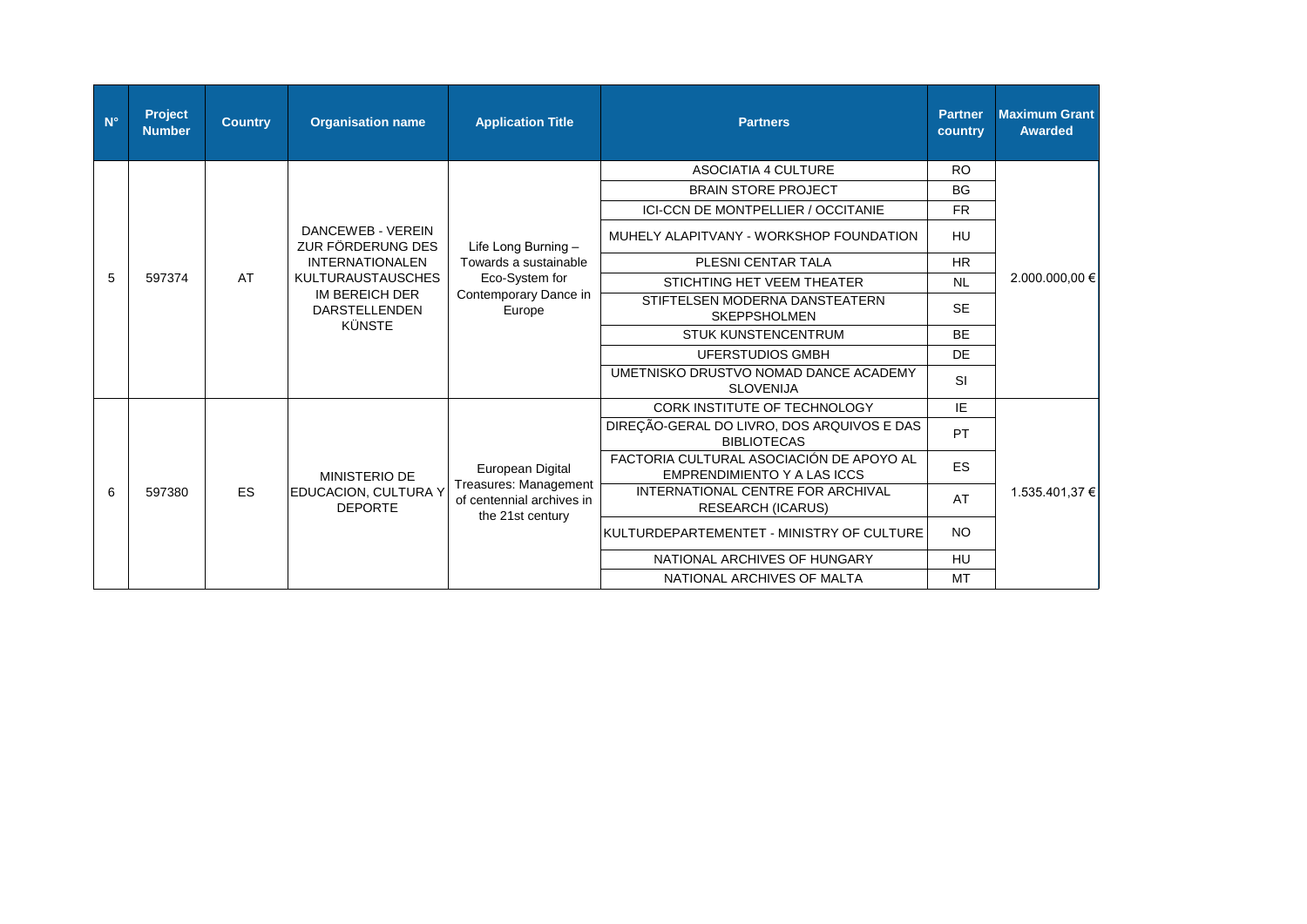| N° | Project Number | Country | Organisation name | Application Title | Partners | Partner country | Maximum Grant Awarded |
|---|---|---|---|---|---|---|---|
| 5 | 597374 | AT | DANCEWEB - VEREIN ZUR FÖRDERUNG DES INTERNATIONALEN KULTURAUSTAUSCHES IM BEREICH DER DARSTELLENDEN KÜNSTE | Life Long Burning – Towards a sustainable Eco-System for Contemporary Dance in Europe | ASOCIATIA 4 CULTURE | RO | 2.000.000,00 € |
| | | | | | BRAIN STORE PROJECT | BG | |
| | | | | | ICI-CCN DE MONTPELLIER / OCCITANIE | FR | |
| | | | | | MUHELY ALAPITVANY - WORKSHOP FOUNDATION | HU | |
| | | | | | PLESNI CENTAR TALA | HR | |
| | | | | | STICHTING HET VEEM THEATER | NL | |
| | | | | | STIFTELSEN MODERNA DANSTEATERN SKEPPSHOLMEN | SE | |
| | | | | | STUK KUNSTENCENTRUM | BE | |
| | | | | | UFERSTUDIOS GMBH | DE | |
| | | | | | UMETNISKO DRUSTVO NOMAD DANCE ACADEMY SLOVENIJA | SI | |
| 6 | 597380 | ES | MINISTERIO DE EDUCACION, CULTURA Y DEPORTE | European Digital Treasures: Management of centennial archives in the 21st century | CORK INSTITUTE OF TECHNOLOGY | IE | 1.535.401,37 € |
| | | | | | DIREÇÃO-GERAL DO LIVRO, DOS ARQUIVOS E DAS BIBLIOTECAS | PT | |
| | | | | | FACTORIA CULTURAL ASOCIACIÓN DE APOYO AL EMPRENDIMIENTO Y A LAS ICCS | ES | |
| | | | | | INTERNATIONAL CENTRE FOR ARCHIVAL RESEARCH (ICARUS) | AT | |
| | | | | | KULTURDEPARTEMENTET - MINISTRY OF CULTURE | NO | |
| | | | | | NATIONAL ARCHIVES OF HUNGARY | HU | |
| | | | | | NATIONAL ARCHIVES OF MALTA | MT | |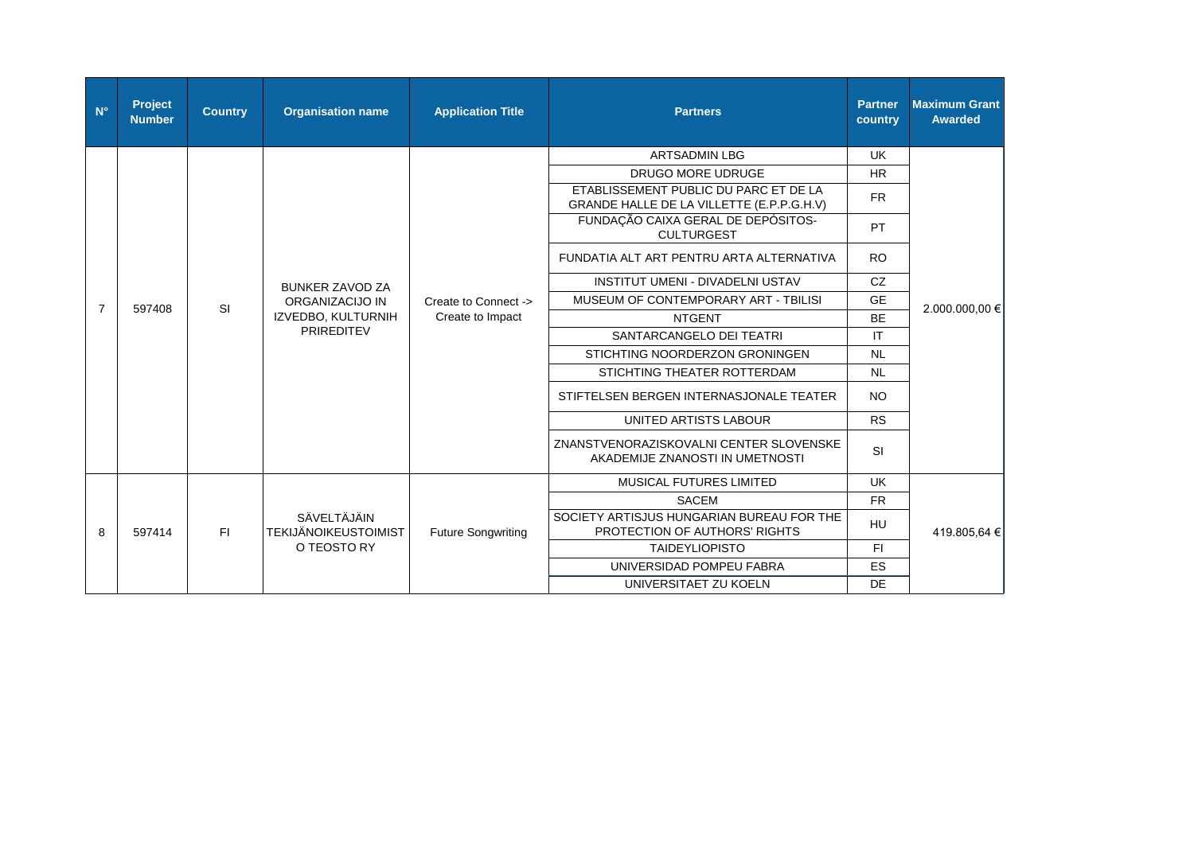| N° | Project Number | Country | Organisation name | Application Title | Partners | Partner country | Maximum Grant Awarded |
|---|---|---|---|---|---|---|---|
| 7 | 597408 | SI | BUNKER ZAVOD ZA ORGANIZACIJO IN IZVEDBO, KULTURNIH PRIREDITEV | Create to Connect -> Create to Impact | ARTSADMIN LBG | UK | 2.000.000,00 € |
| | | | | | DRUGO MORE UDRUGE | HR | |
| | | | | | ETABLISSEMENT PUBLIC DU PARC ET DE LA GRANDE HALLE DE LA VILLETTE (E.P.P.G.H.V) | FR | |
| | | | | | FUNDAÇÃO CAIXA GERAL DE DEPÓSITOS-CULTURGEST | PT | |
| | | | | | FUNDATIA ALT ART PENTRU ARTA ALTERNATIVA | RO | |
| | | | | | INSTITUT UMENI - DIVADELNI USTAV | CZ | |
| | | | | | MUSEUM OF CONTEMPORARY ART - TBILISI | GE | |
| | | | | | NTGENT | BE | |
| | | | | | SANTARCANGELO DEI TEATRI | IT | |
| | | | | | STICHTING NOORDERZON GRONINGEN | NL | |
| | | | | | STICHTING THEATER ROTTERDAM | NL | |
| | | | | | STIFTELSEN BERGEN INTERNASJONALE TEATER | NO | |
| | | | | | UNITED ARTISTS LABOUR | RS | |
| | | | | | ZNANSTVENORAZISKOVALNI CENTER SLOVENSKE AKADEMIJE ZNANOSTI IN UMETNOSTI | SI | |
| 8 | 597414 | FI | SÄVELTÄJÄIN TEKIJÄNOIKEUSTOIMISTO TEOSTO RY | Future Songwriting | MUSICAL FUTURES LIMITED | UK | 419.805,64 € |
| | | | | | SACEM | FR | |
| | | | | | SOCIETY ARTISJUS HUNGARIAN BUREAU FOR THE PROTECTION OF AUTHORS' RIGHTS | HU | |
| | | | | | TAIDEYLIOPISTO | FI | |
| | | | | | UNIVERSIDAD POMPEU FABRA | ES | |
| | | | | | UNIVERSITAET ZU KOELN | DE | |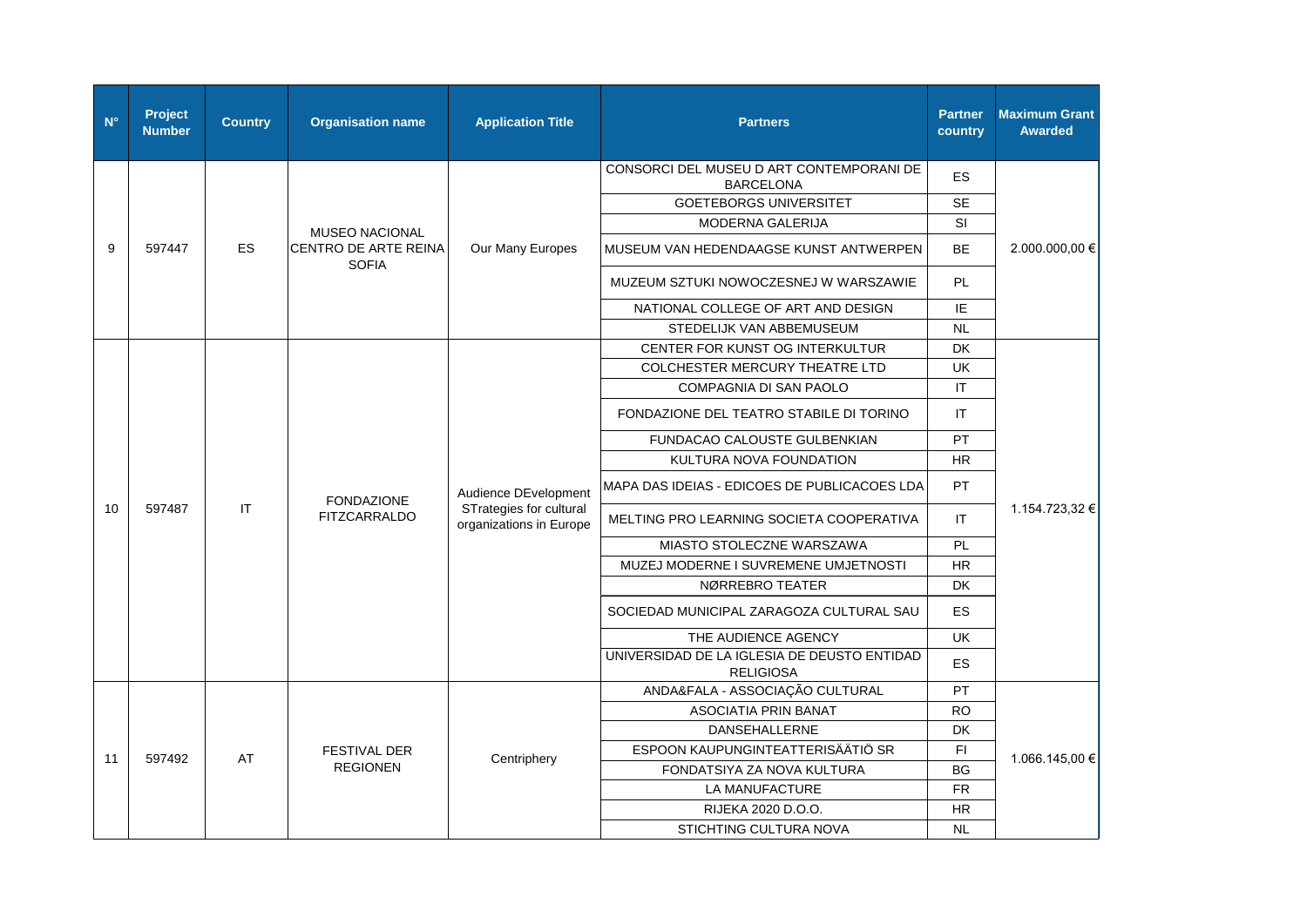| N° | Project Number | Country | Organisation name | Application Title | Partners | Partner country | Maximum Grant Awarded |
|---|---|---|---|---|---|---|---|
| 9 | 597447 | ES | MUSEO NACIONAL CENTRO DE ARTE REINA SOFIA | Our Many Europes | CONSORCI DEL MUSEU D ART CONTEMPORANI DE BARCELONA | ES | 2.000.000,00 € |
| | | | | | GOETEBORGS UNIVERSITET | SE | |
| | | | | | MODERNA GALERIJA | SI | |
| | | | | | MUSEUM VAN HEDENDAAGSE KUNST ANTWERPEN | BE | |
| | | | | | MUZEUM SZTUKI NOWOCZESNEJ W WARSZAWIE | PL | |
| | | | | | NATIONAL COLLEGE OF ART AND DESIGN | IE | |
| | | | | | STEDELIJK VAN ABBEMUSEUM | NL | |
| 10 | 597487 | IT | FONDAZIONE FITZCARRALDO | Audience DEvelopment STrategies for cultural organizations in Europe | CENTER FOR KUNST OG INTERKULTUR | DK | 1.154.723,32 € |
| | | | | | COLCHESTER MERCURY THEATRE LTD | UK | |
| | | | | | COMPAGNIA DI SAN PAOLO | IT | |
| | | | | | FONDAZIONE DEL TEATRO STABILE DI TORINO | IT | |
| | | | | | FUNDACAO CALOUSTE GULBENKIAN | PT | |
| | | | | | KULTURA NOVA FOUNDATION | HR | |
| | | | | | MAPA DAS IDEIAS - EDICOES DE PUBLICACOES LDA | PT | |
| | | | | | MELTING PRO LEARNING SOCIETA COOPERATIVA | IT | |
| | | | | | MIASTO STOLECZNE WARSZAWA | PL | |
| | | | | | MUZEJ MODERNE I SUVREMENE UMJETNOSTI | HR | |
| | | | | | NØRREBRO TEATER | DK | |
| | | | | | SOCIEDAD MUNICIPAL ZARAGOZA CULTURAL SAU | ES | |
| | | | | | THE AUDIENCE AGENCY | UK | |
| | | | | | UNIVERSIDAD DE LA IGLESIA DE DEUSTO ENTIDAD RELIGIOSA | ES | |
| 11 | 597492 | AT | FESTIVAL DER REGIONEN | Centriphery | ANDA&FALA - ASSOCIAÇÃO CULTURAL | PT | 1.066.145,00 € |
| | | | | | ASOCIATIA PRIN BANAT | RO | |
| | | | | | DANSEHALLERNE | DK | |
| | | | | | ESPOON KAUPUNGINTEATTERISÄÄTIÖ SR | FI | |
| | | | | | FONDATSIYA ZA NOVA KULTURA | BG | |
| | | | | | LA MANUFACTURE | FR | |
| | | | | | RIJEKA 2020 D.O.O. | HR | |
| | | | | | STICHTING CULTURA NOVA | NL | |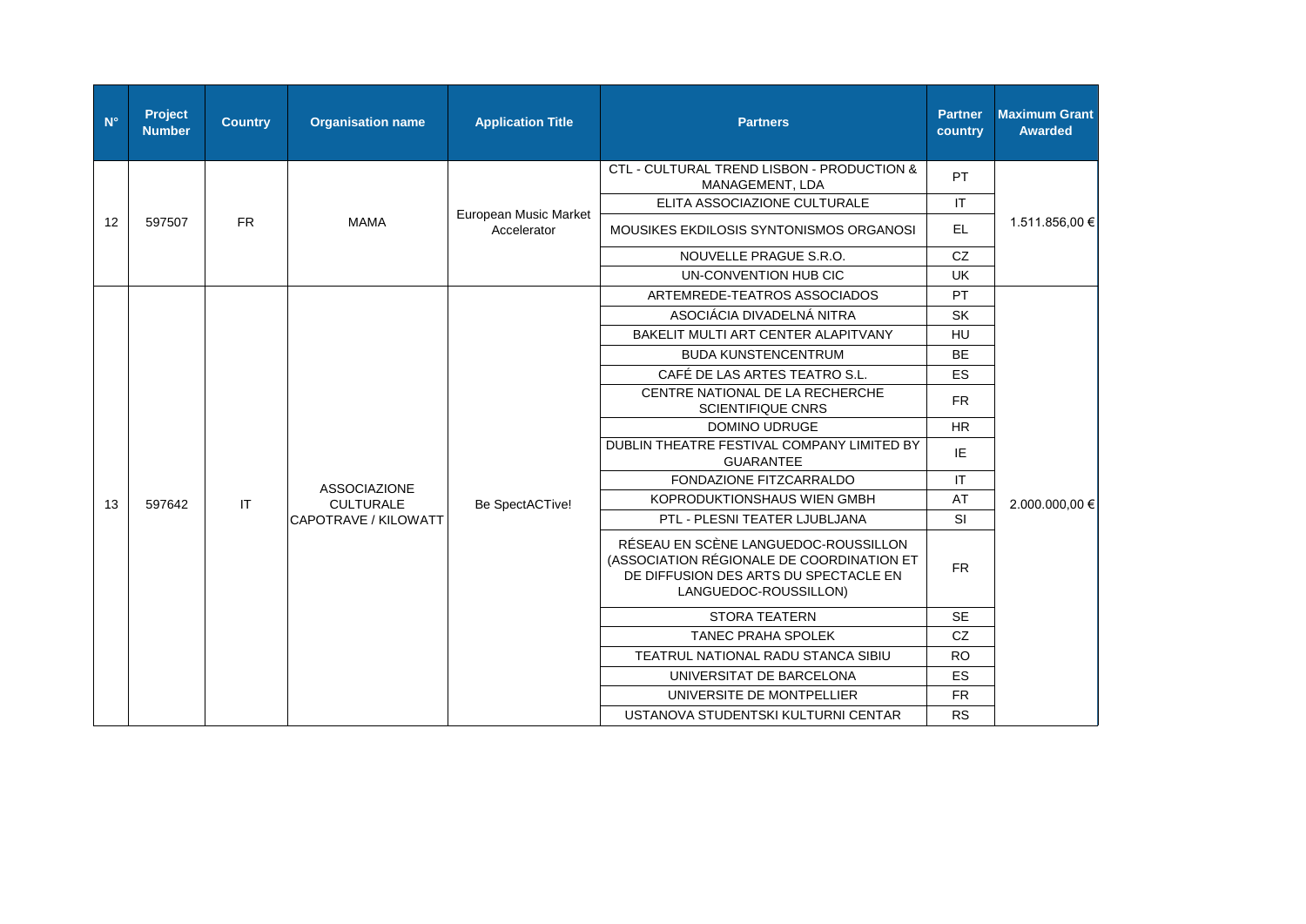| N° | Project Number | Country | Organisation name | Application Title | Partners | Partner country | Maximum Grant Awarded |
|---|---|---|---|---|---|---|---|
| 12 | 597507 | FR | MAMA | European Music Market Accelerator | CTL - CULTURAL TREND LISBON - PRODUCTION & MANAGEMENT, LDA | PT | 1.511.856,00 € |
| | | | | | ELITA ASSOCIAZIONE CULTURALE | IT | |
| | | | | | MOUSIKES EKDILOSIS SYNTONISMOS ORGANOSI | EL | |
| | | | | | NOUVELLE PRAGUE S.R.O. | CZ | |
| | | | | | UN-CONVENTION HUB CIC | UK | |
| 13 | 597642 | IT | ASSOCIAZIONE CULTURALE CAPOTRAVE / KILOWATT | Be SpectACTive! | ARTEMREDE-TEATROS ASSOCIADOS | PT | 2.000.000,00 € |
| | | | | | ASOCIÁCIA DIVADELNÁ NITRA | SK | |
| | | | | | BAKELIT MULTI ART CENTER ALAPITVANY | HU | |
| | | | | | BUDA KUNSTENCENTRUM | BE | |
| | | | | | CAFÉ DE LAS ARTES TEATRO S.L. | ES | |
| | | | | | CENTRE NATIONAL DE LA RECHERCHE SCIENTIFIQUE CNRS | FR | |
| | | | | | DOMINO UDRUGE | HR | |
| | | | | | DUBLIN THEATRE FESTIVAL COMPANY LIMITED BY GUARANTEE | IE | |
| | | | | | FONDAZIONE FITZCARRALDO | IT | |
| | | | | | KOPRODUKTIONSHAUS WIEN GMBH | AT | |
| | | | | | PTL - PLESNI TEATER LJUBLJANA | SI | |
| | | | | | RÉSEAU EN SCÈNE LANGUEDOC-ROUSSILLON (ASSOCIATION RÉGIONALE DE COORDINATION ET DE DIFFUSION DES ARTS DU SPECTACLE EN LANGUEDOC-ROUSSILLON) | FR | |
| | | | | | STORA TEATERN | SE | |
| | | | | | TANEC PRAHA SPOLEK | CZ | |
| | | | | | TEATRUL NATIONAL RADU STANCA SIBIU | RO | |
| | | | | | UNIVERSITAT DE BARCELONA | ES | |
| | | | | | UNIVERSITE DE MONTPELLIER | FR | |
| | | | | | USTANOVA STUDENTSKI KULTURNI CENTAR | RS | |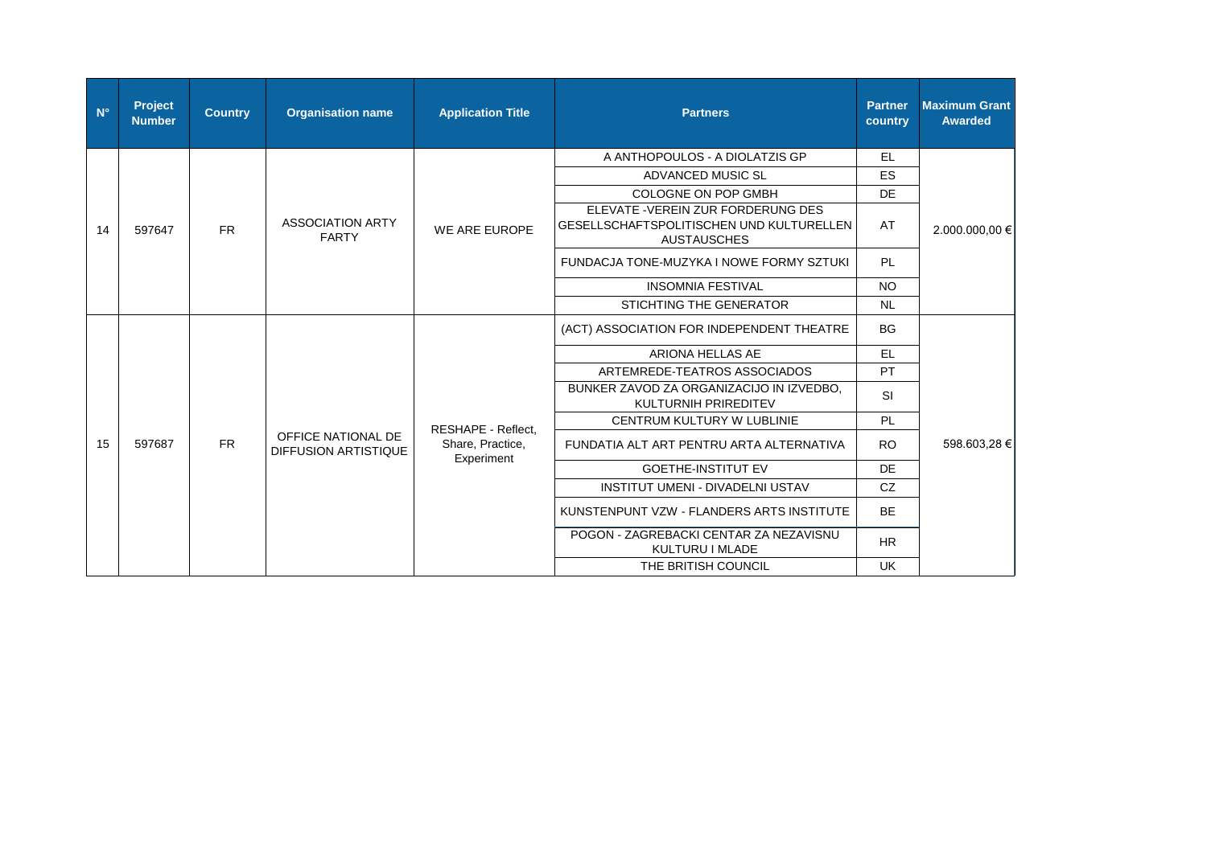| N° | Project Number | Country | Organisation name | Application Title | Partners | Partner country | Maximum Grant Awarded |
|---|---|---|---|---|---|---|---|
| 14 | 597647 | FR | ASSOCIATION ARTY FARTY | WE ARE EUROPE | A ANTHOPOULOS - A DIOLATZIS GP | EL | 2.000.000,00 € |
| | | | | | ADVANCED MUSIC SL | ES | |
| | | | | | COLOGNE ON POP GMBH | DE | |
| | | | | | ELEVATE -VEREIN ZUR FORDERUNG DES GESELLSCHAFTSPOLITISCHEN UND KULTURELLEN AUSTAUSCHES | AT | |
| | | | | | FUNDACJA TONE-MUZYKA I NOWE FORMY SZTUKI | PL | |
| | | | | | INSOMNIA FESTIVAL | NO | |
| | | | | | STICHTING THE GENERATOR | NL | |
| 15 | 597687 | FR | OFFICE NATIONAL DE DIFFUSION ARTISTIQUE | RESHAPE - Reflect, Share, Practice, Experiment | (ACT) ASSOCIATION FOR INDEPENDENT THEATRE | BG | 598.603,28 € |
| | | | | | ARIONA HELLAS AE | EL | |
| | | | | | ARTEMREDE-TEATROS ASSOCIADOS | PT | |
| | | | | | BUNKER ZAVOD ZA ORGANIZACIJO IN IZVEDBO, KULTURNIH PRIREDITEV | SI | |
| | | | | | CENTRUM KULTURY W LUBLINIE | PL | |
| | | | | | FUNDATIA ALT ART PENTRU ARTA ALTERNATIVA | RO | |
| | | | | | GOETHE-INSTITUT EV | DE | |
| | | | | | INSTITUT UMENI - DIVADELNI USTAV | CZ | |
| | | | | | KUNSTENPUNT VZW - FLANDERS ARTS INSTITUTE | BE | |
| | | | | | POGON - ZAGREBACKI CENTAR ZA NEZAVISNU KULTURU I MLADE | HR | |
| | | | | | THE BRITISH COUNCIL | UK | |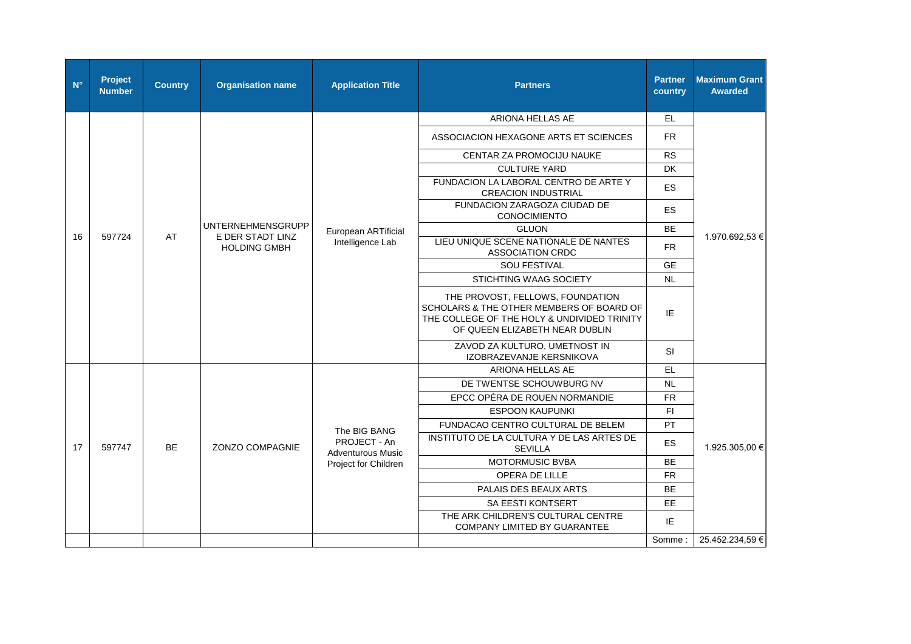| N° | Project Number | Country | Organisation name | Application Title | Partners | Partner country | Maximum Grant Awarded |
|---|---|---|---|---|---|---|---|
| 16 | 597724 | AT | UNTERNEHMENSGRUPPE DER STADT LINZ HOLDING GMBH | European ARTificial Intelligence Lab | ARIONA HELLAS AE | EL | 1.970.692,53 € |
| | | | | | ASSOCIACION HEXAGONE ARTS ET SCIENCES | FR | |
| | | | | | CENTAR ZA PROMOCIJU NAUKE | RS | |
| | | | | | CULTURE YARD | DK | |
| | | | | | FUNDACION LA LABORAL CENTRO DE ARTE Y CREACION INDUSTRIAL | ES | |
| | | | | | FUNDACION ZARAGOZA CIUDAD DE CONOCIMIENTO | ES | |
| | | | | | GLUON | BE | |
| | | | | | LIEU UNIQUE SCENE NATIONALE DE NANTES ASSOCIATION CRDC | FR | |
| | | | | | SOU FESTIVAL | GE | |
| | | | | | STICHTING WAAG SOCIETY | NL | |
| | | | | | THE PROVOST, FELLOWS, FOUNDATION SCHOLARS & THE OTHER MEMBERS OF BOARD OF THE COLLEGE OF THE HOLY & UNDIVIDED TRINITY OF QUEEN ELIZABETH NEAR DUBLIN | IE | |
| | | | | | ZAVOD ZA KULTURO, UMETNOST IN IZOBRAZEVANJE KERSNIKOVA | SI | |
| 17 | 597747 | BE | ZONZO COMPAGNIE | The BIG BANG PROJECT - An Adventurous Music Project for Children | ARIONA HELLAS AE | EL | 1.925.305,00 € |
| | | | | | DE TWENTSE SCHOUWBURG NV | NL | |
| | | | | | EPCC OPÉRA DE ROUEN NORMANDIE | FR | |
| | | | | | ESPOON KAUPUNKI | FI | |
| | | | | | FUNDACAO CENTRO CULTURAL DE BELEM | PT | |
| | | | | | INSTITUTO DE LA CULTURA Y DE LAS ARTES DE SEVILLA | ES | |
| | | | | | MOTORMUSIC BVBA | BE | |
| | | | | | OPERA DE LILLE | FR | |
| | | | | | PALAIS DES BEAUX ARTS | BE | |
| | | | | | SA EESTI KONTSERT | EE | |
| | | | | | THE ARK CHILDREN'S CULTURAL CENTRE COMPANY LIMITED BY GUARANTEE | IE | |
| | | | | | | Somme : | 25.452.234,59 € |